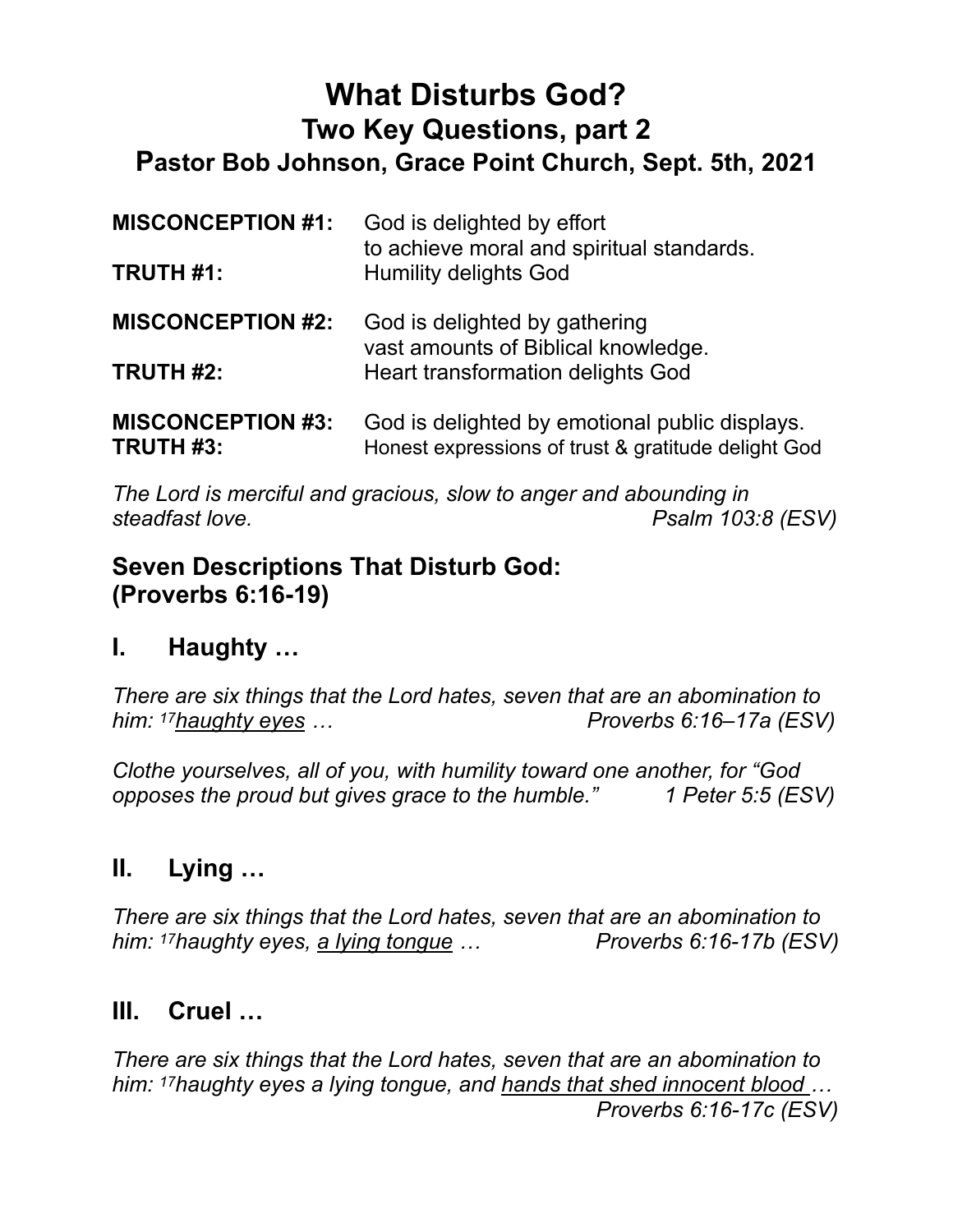# What Disturbs God?

## Two Key Questions, part 2

## Pastor Bob Johnson, Grace Point Church, Sept. 5th, 2021

| | |
|---|---|
| **MISCONCEPTION #1:** | God is delighted by effort to achieve moral and spiritual standards. |
| **TRUTH #1:** | Humility delights God |
| **MISCONCEPTION #2:** | God is delighted by gathering vast amounts of Biblical knowledge. |
| **TRUTH #2:** | Heart transformation delights God |
| **MISCONCEPTION #3:** | God is delighted by emotional public displays. |
| **TRUTH #3:** | Honest expressions of trust & gratitude delight God |

*The Lord is merciful and gracious, slow to anger and abounding in steadfast love.* *Psalm 103:8 (ESV)*

## Seven Descriptions That Disturb God: (Proverbs 6:16-19)

## I. Haughty …

*There are six things that the Lord hates, seven that are an abomination to him: [17]<u>haughty eyes</u> …* *Proverbs 6:16–17a (ESV)*

*Clothe yourselves, all of you, with humility toward one another, for "God opposes the proud but gives grace to the humble."* *1 Peter 5:5 (ESV)*

## II. Lying …

*There are six things that the Lord hates, seven that are an abomination to him: [17]haughty eyes, <u>a lying tongue</u> …* *Proverbs 6:16-17b (ESV)*

## III. Cruel …

*There are six things that the Lord hates, seven that are an abomination to him: [17]haughty eyes a lying tongue, and <u>hands that shed innocent blood</u> …* *Proverbs 6:16-17c (ESV)*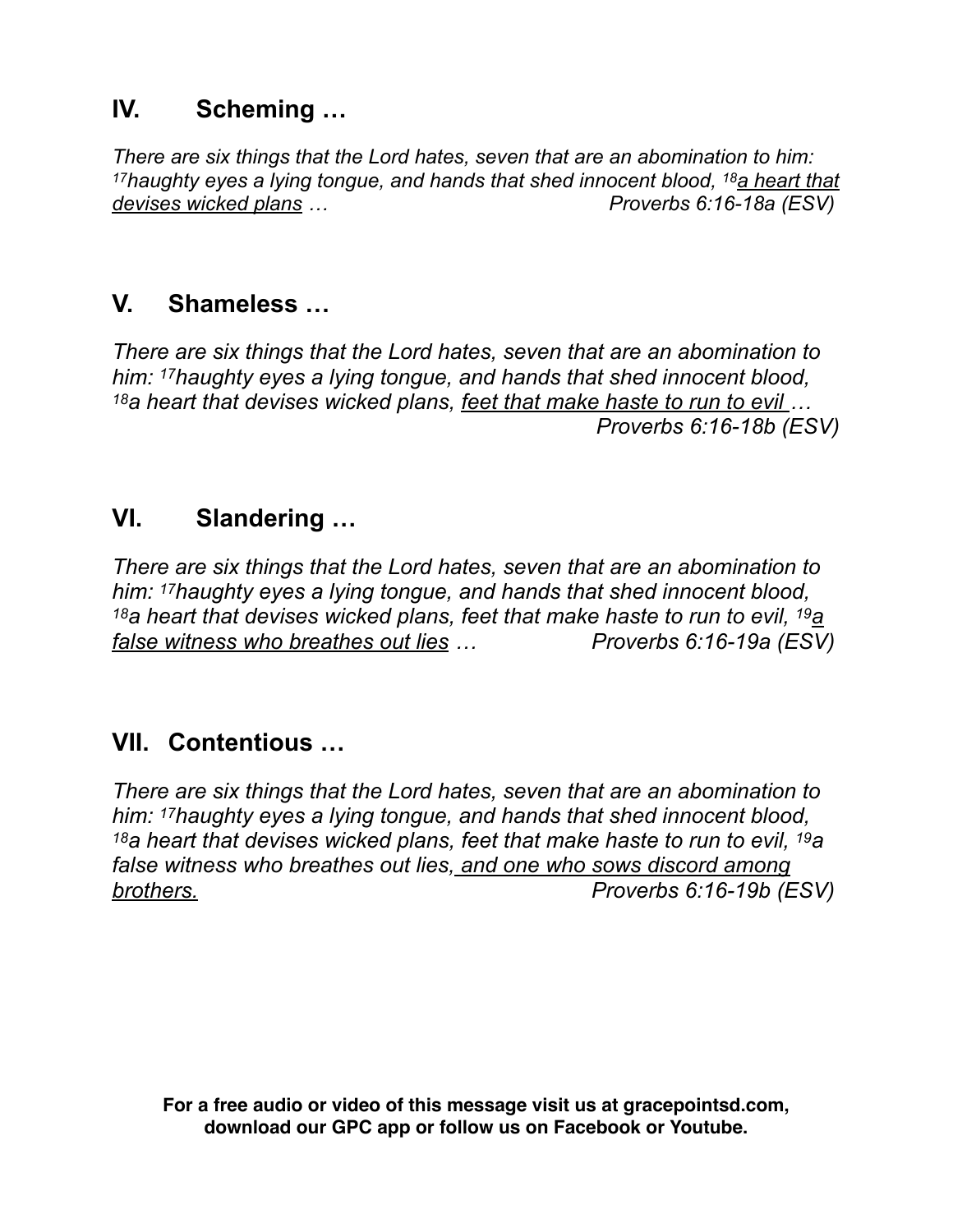## IV. Scheming …

*There are six things that the Lord hates, seven that are an abomination to him: [17]haughty eyes a lying tongue, and hands that shed innocent blood, [18]<u>a heart that devises wicked plans</u> … Proverbs 6:16-18a (ESV)*

## V. Shameless …

*There are six things that the Lord hates, seven that are an abomination to him: [17]haughty eyes a lying tongue, and hands that shed innocent blood, [18]a heart that devises wicked plans, <u>feet that make haste to run to evil</u> … Proverbs 6:16-18b (ESV)*

## VI. Slandering …

*There are six things that the Lord hates, seven that are an abomination to him: [17]haughty eyes a lying tongue, and hands that shed innocent blood, [18]a heart that devises wicked plans, feet that make haste to run to evil, [19]<u>a false witness who breathes out lies</u> … Proverbs 6:16-19a (ESV)*

## VII. Contentious …

*There are six things that the Lord hates, seven that are an abomination to him: [17]haughty eyes a lying tongue, and hands that shed innocent blood, [18]a heart that devises wicked plans, feet that make haste to run to evil, [19]a false witness who breathes out lies, <u>and one who sows discord among brothers.</u> Proverbs 6:16-19b (ESV)*

**For a free audio or video of this message visit us at gracepointsd.com, download our GPC app or follow us on Facebook or Youtube.**